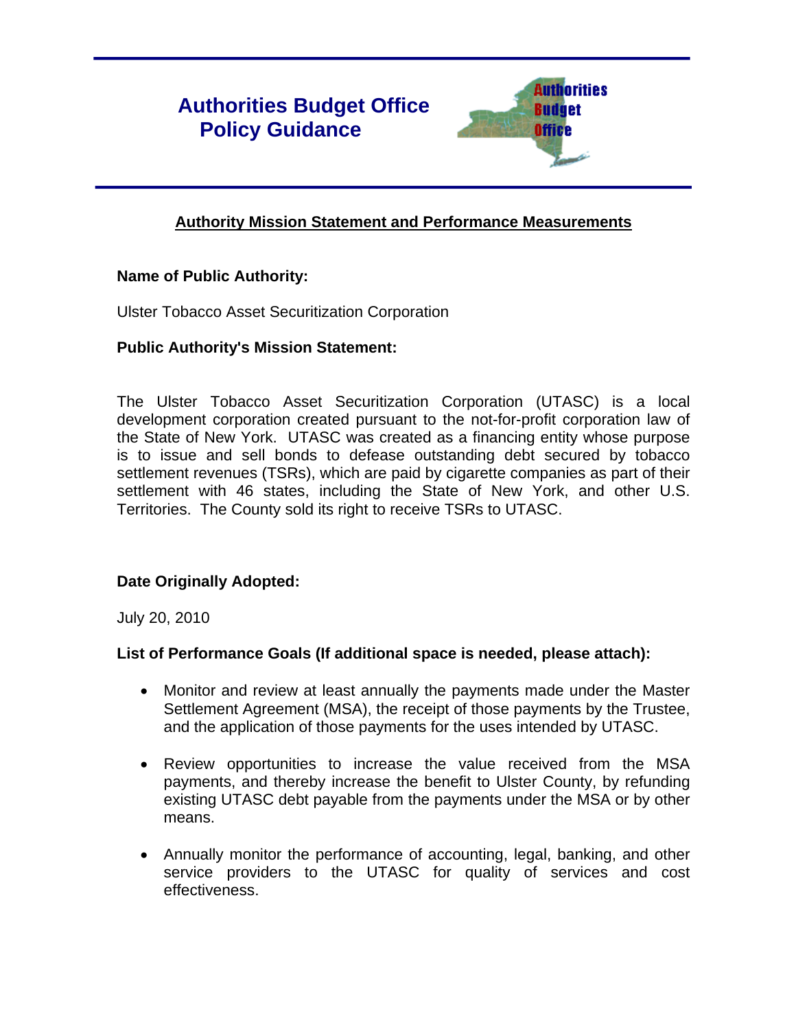# Authorities Budget Office Policy Guidance

## Authority Mission Statement and Performance Measurements

**Name of Public Authority:**

Ulster Tobacco Asset Securitization Corporation

**Public Authority's Mission Statement:**

The Ulster Tobacco Asset Securitization Corporation (UTASC) is a local development corporation created pursuant to the not-for-profit corporation law of the State of New York. UTASC was created as a financing entity whose purpose is to issue and sell bonds to defease outstanding debt secured by tobacco settlement revenues (TSRs), which are paid by cigarette companies as part of their settlement with 46 states, including the State of New York, and other U.S. Territories. The County sold its right to receive TSRs to UTASC.

**Date Originally Adopted:**

July 20, 2010

**List of Performance Goals (If additional space is needed, please attach):**

- Monitor and review at least annually the payments made under the Master Settlement Agreement (MSA), the receipt of those payments by the Trustee, and the application of those payments for the uses intended by UTASC.

- Review opportunities to increase the value received from the MSA payments, and thereby increase the benefit to Ulster County, by refunding existing UTASC debt payable from the payments under the MSA or by other means.

- Annually monitor the performance of accounting, legal, banking, and other service providers to the UTASC for quality of services and cost effectiveness.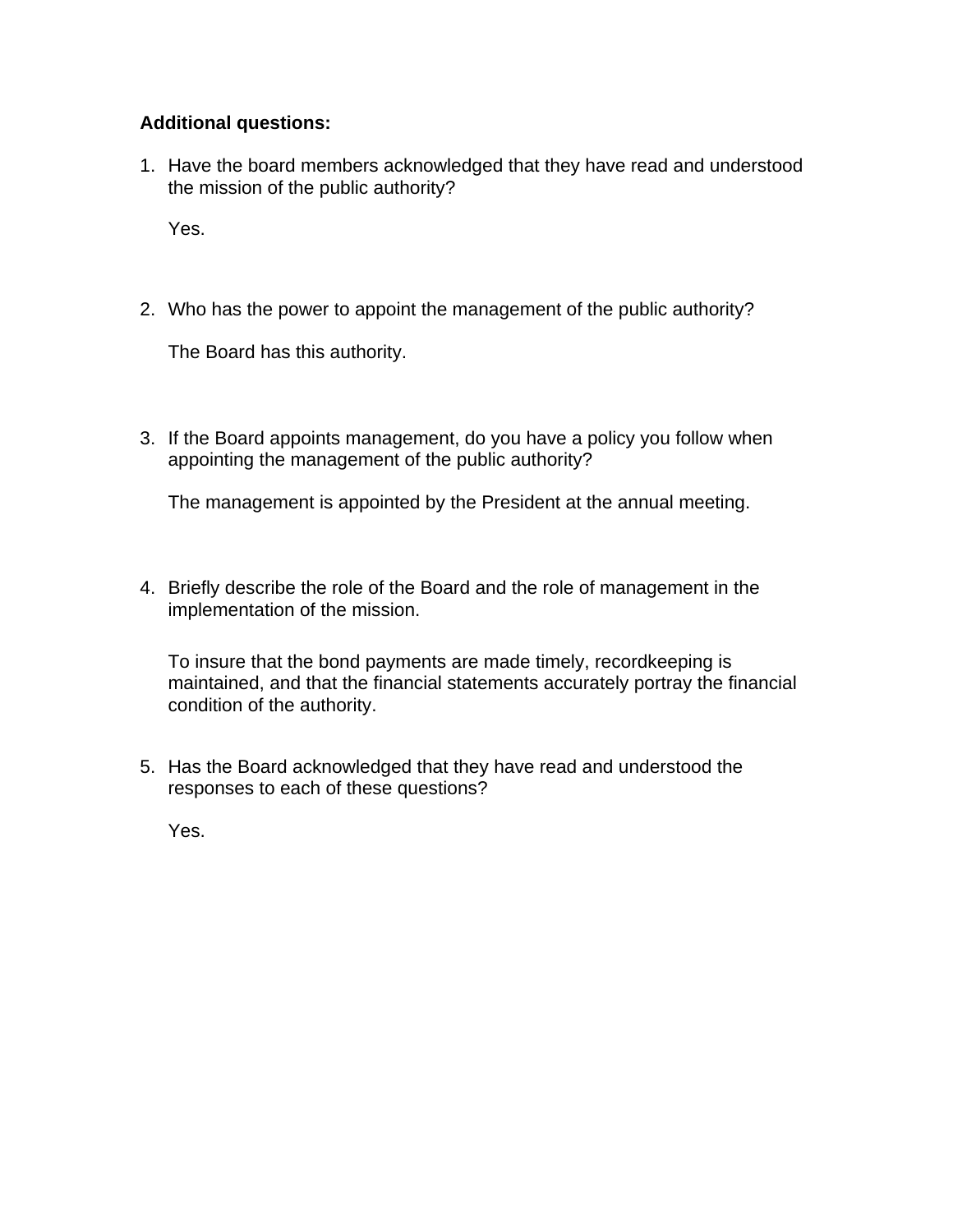**Additional questions:**

1. Have the board members acknowledged that they have read and understood the mission of the public authority?

   Yes.

2. Who has the power to appoint the management of the public authority?

   The Board has this authority.

3. If the Board appoints management, do you have a policy you follow when appointing the management of the public authority?

   The management is appointed by the President at the annual meeting.

4. Briefly describe the role of the Board and the role of management in the implementation of the mission.

   To insure that the bond payments are made timely, recordkeeping is maintained, and that the financial statements accurately portray the financial condition of the authority.

5. Has the Board acknowledged that they have read and understood the responses to each of these questions?

   Yes.